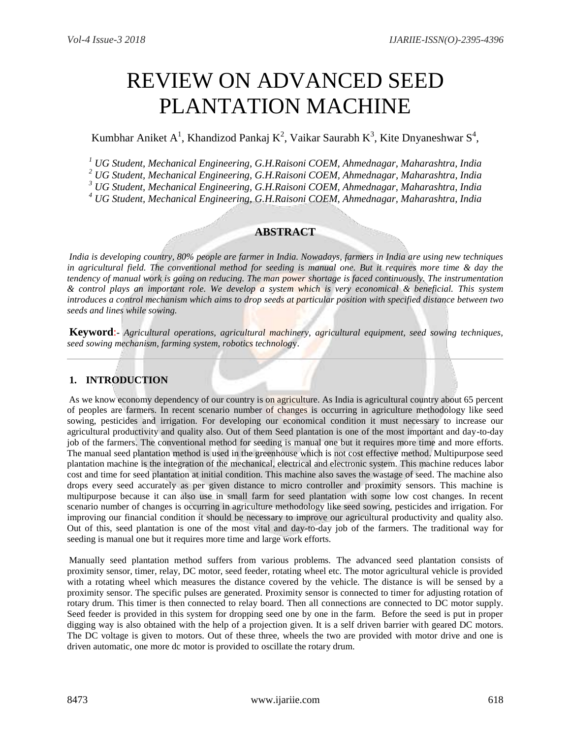# REVIEW ON ADVANCED SEED PLANTATION MACHINE

Kumbhar Aniket A[1], Khandizod Pankaj K[2], Vaikar Saurabh K[3], Kite Dnyaneshwar S[4],

[1] *UG Student, Mechanical Engineering, G.H.Raisoni COEM, Ahmednagar, Maharashtra, India*
[2] *UG Student, Mechanical Engineering, G.H.Raisoni COEM, Ahmednagar, Maharashtra, India*
[3] *UG Student, Mechanical Engineering, G.H.Raisoni COEM, Ahmednagar, Maharashtra, India*
[4] *UG Student, Mechanical Engineering, G.H.Raisoni COEM, Ahmednagar, Maharashtra, India*

## ABSTRACT

*India is developing country, 80% people are farmer in India. Nowadays, farmers in India are using new techniques in agricultural field. The conventional method for seeding is manual one. But it requires more time & day the tendency of manual work is going on reducing. The man power shortage is faced continuously. The instrumentation & control plays an important role. We develop a system which is very economical & beneficial. This system introduces a control mechanism which aims to drop seeds at particular position with specified distance between two seeds and lines while sowing.*

**Keyword**:- *Agricultural operations, agricultural machinery, agricultural equipment, seed sowing techniques, seed sowing mechanism, farming system, robotics technology.*

## 1. INTRODUCTION

As we know economy dependency of our country is on agriculture. As India is agricultural country about 65 percent of peoples are farmers. In recent scenario number of changes is occurring in agriculture methodology like seed sowing, pesticides and irrigation. For developing our economical condition it must necessary to increase our agricultural productivity and quality also. Out of them Seed plantation is one of the most important and day-to-day job of the farmers. The conventional method for seeding is manual one but it requires more time and more efforts. The manual seed plantation method is used in the greenhouse which is not cost effective method. Multipurpose seed plantation machine is the integration of the mechanical, electrical and electronic system. This machine reduces labor cost and time for seed plantation at initial condition. This machine also saves the wastage of seed. The machine also drops every seed accurately as per given distance to micro controller and proximity sensors. This machine is multipurpose because it can also use in small farm for seed plantation with some low cost changes. In recent scenario number of changes is occurring in agriculture methodology like seed sowing, pesticides and irrigation. For improving our financial condition it should be necessary to improve our agricultural productivity and quality also. Out of this, seed plantation is one of the most vital and day-to-day job of the farmers. The traditional way for seeding is manual one but it requires more time and large work efforts.

Manually seed plantation method suffers from various problems. The advanced seed plantation consists of proximity sensor, timer, relay, DC motor, seed feeder, rotating wheel etc. The motor agricultural vehicle is provided with a rotating wheel which measures the distance covered by the vehicle. The distance is will be sensed by a proximity sensor. The specific pulses are generated. Proximity sensor is connected to timer for adjusting rotation of rotary drum. This timer is then connected to relay board. Then all connections are connected to DC motor supply. Seed feeder is provided in this system for dropping seed one by one in the farm. Before the seed is put in proper digging way is also obtained with the help of a projection given. It is a self driven barrier with geared DC motors. The DC voltage is given to motors. Out of these three, wheels the two are provided with motor drive and one is driven automatic, one more dc motor is provided to oscillate the rotary drum.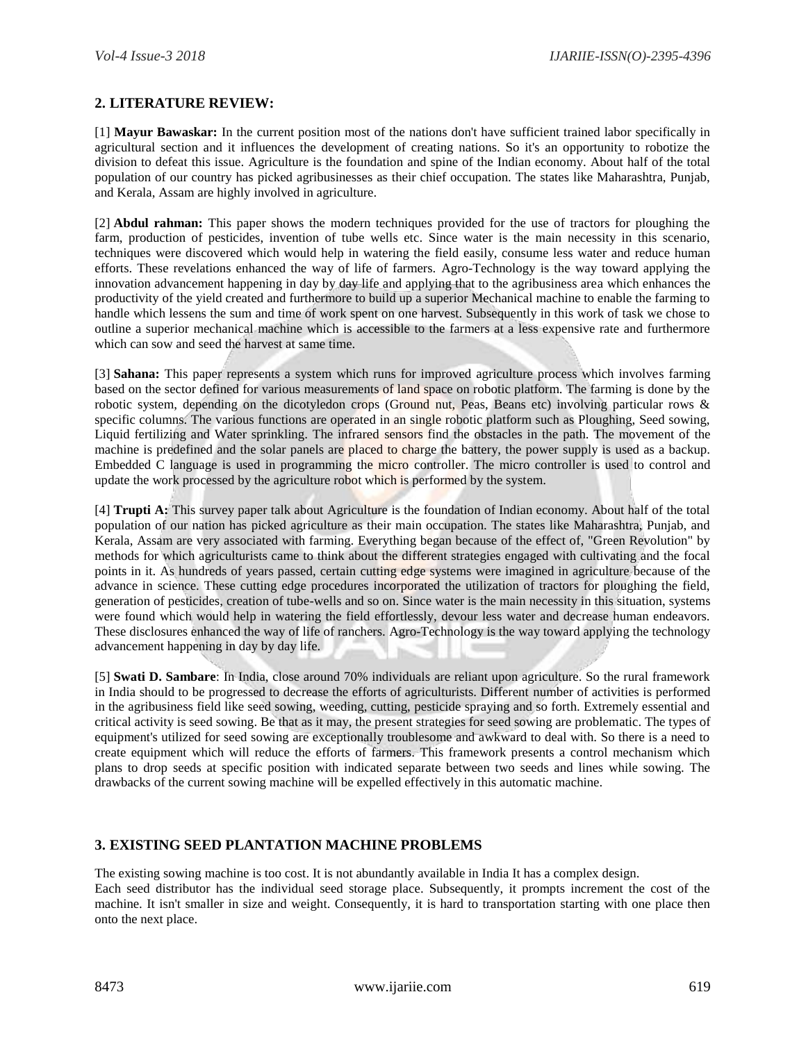## 2. LITERATURE REVIEW:

[1] **Mayur Bawaskar:** In the current position most of the nations don't have sufficient trained labor specifically in agricultural section and it influences the development of creating nations. So it's an opportunity to robotize the division to defeat this issue. Agriculture is the foundation and spine of the Indian economy. About half of the total population of our country has picked agribusinesses as their chief occupation. The states like Maharashtra, Punjab, and Kerala, Assam are highly involved in agriculture.

[2] **Abdul rahman:** This paper shows the modern techniques provided for the use of tractors for ploughing the farm, production of pesticides, invention of tube wells etc. Since water is the main necessity in this scenario, techniques were discovered which would help in watering the field easily, consume less water and reduce human efforts. These revelations enhanced the way of life of farmers. Agro-Technology is the way toward applying the innovation advancement happening in day by day life and applying that to the agribusiness area which enhances the productivity of the yield created and furthermore to build up a superior Mechanical machine to enable the farming to handle which lessens the sum and time of work spent on one harvest. Subsequently in this work of task we chose to outline a superior mechanical machine which is accessible to the farmers at a less expensive rate and furthermore which can sow and seed the harvest at same time.

[3] **Sahana:** This paper represents a system which runs for improved agriculture process which involves farming based on the sector defined for various measurements of land space on robotic platform. The farming is done by the robotic system, depending on the dicotyledon crops (Ground nut, Peas, Beans etc) involving particular rows & specific columns. The various functions are operated in an single robotic platform such as Ploughing, Seed sowing, Liquid fertilizing and Water sprinkling. The infrared sensors find the obstacles in the path. The movement of the machine is predefined and the solar panels are placed to charge the battery, the power supply is used as a backup. Embedded C language is used in programming the micro controller. The micro controller is used to control and update the work processed by the agriculture robot which is performed by the system.

[4] **Trupti A:** This survey paper talk about Agriculture is the foundation of Indian economy. About half of the total population of our nation has picked agriculture as their main occupation. The states like Maharashtra, Punjab, and Kerala, Assam are very associated with farming. Everything began because of the effect of, "Green Revolution" by methods for which agriculturists came to think about the different strategies engaged with cultivating and the focal points in it. As hundreds of years passed, certain cutting edge systems were imagined in agriculture because of the advance in science. These cutting edge procedures incorporated the utilization of tractors for ploughing the field, generation of pesticides, creation of tube-wells and so on. Since water is the main necessity in this situation, systems were found which would help in watering the field effortlessly, devour less water and decrease human endeavors. These disclosures enhanced the way of life of ranchers. Agro-Technology is the way toward applying the technology advancement happening in day by day life.

[5] **Swati D. Sambare**: In India, close around 70% individuals are reliant upon agriculture. So the rural framework in India should to be progressed to decrease the efforts of agriculturists. Different number of activities is performed in the agribusiness field like seed sowing, weeding, cutting, pesticide spraying and so forth. Extremely essential and critical activity is seed sowing. Be that as it may, the present strategies for seed sowing are problematic. The types of equipment's utilized for seed sowing are exceptionally troublesome and awkward to deal with. So there is a need to create equipment which will reduce the efforts of farmers. This framework presents a control mechanism which plans to drop seeds at specific position with indicated separate between two seeds and lines while sowing. The drawbacks of the current sowing machine will be expelled effectively in this automatic machine.

## 3. EXISTING SEED PLANTATION MACHINE PROBLEMS

The existing sowing machine is too cost. It is not abundantly available in India It has a complex design.
Each seed distributor has the individual seed storage place. Subsequently, it prompts increment the cost of the machine. It isn't smaller in size and weight. Consequently, it is hard to transportation starting with one place then onto the next place.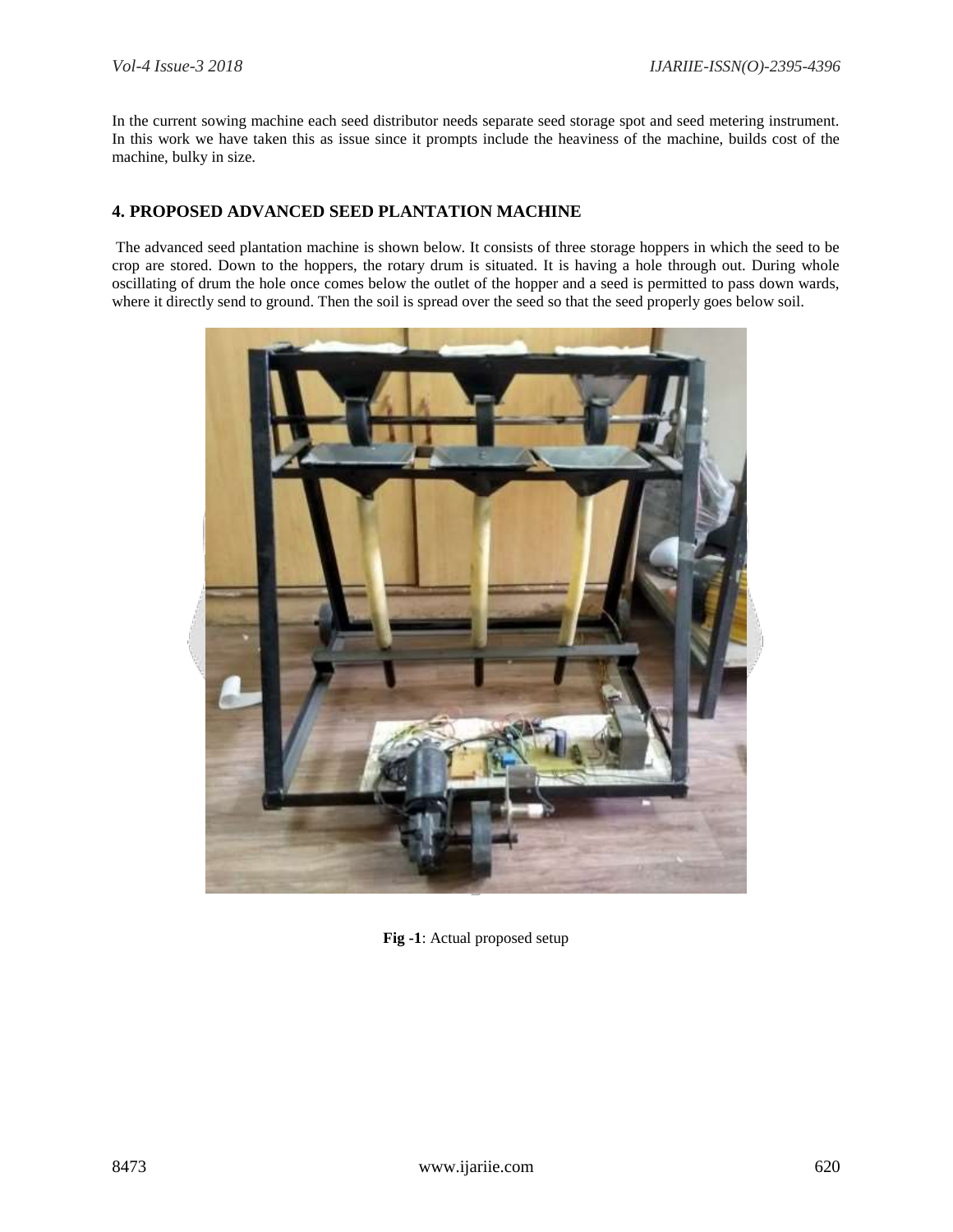In the current sowing machine each seed distributor needs separate seed storage spot and seed metering instrument. In this work we have taken this as issue since it prompts include the heaviness of the machine, builds cost of the machine, bulky in size.

## 4. PROPOSED ADVANCED SEED PLANTATION MACHINE

The advanced seed plantation machine is shown below. It consists of three storage hoppers in which the seed to be crop are stored. Down to the hoppers, the rotary drum is situated. It is having a hole through out. During whole oscillating of drum the hole once comes below the outlet of the hopper and a seed is permitted to pass down wards, where it directly send to ground. Then the soil is spread over the seed so that the seed properly goes below soil.

**Fig -1**: Actual proposed setup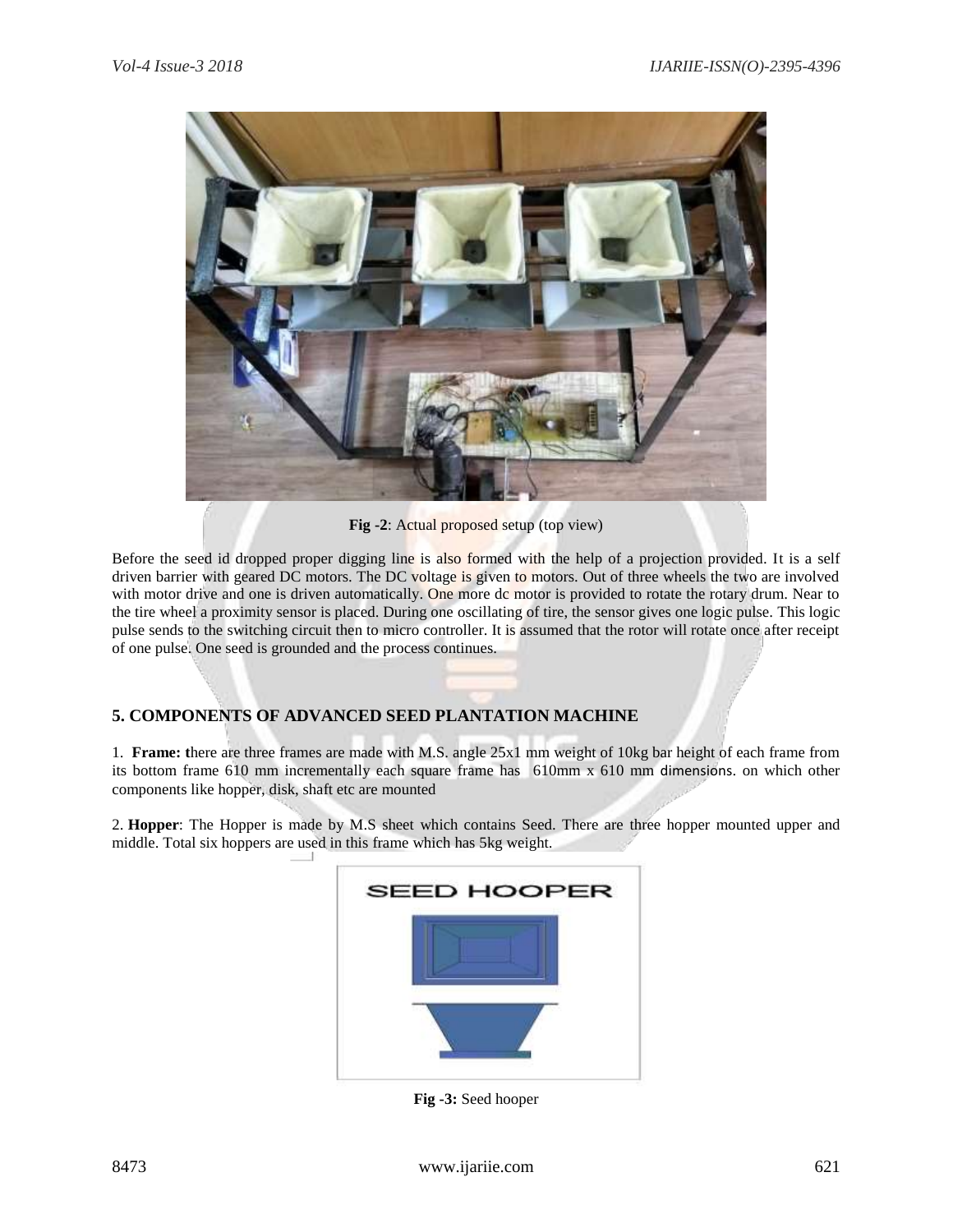**Fig -2**: Actual proposed setup (top view)

Before the seed id dropped proper digging line is also formed with the help of a projection provided. It is a self driven barrier with geared DC motors. The DC voltage is given to motors. Out of three wheels the two are involved with motor drive and one is driven automatically. One more dc motor is provided to rotate the rotary drum. Near to the tire wheel a proximity sensor is placed. During one oscillating of tire, the sensor gives one logic pulse. This logic pulse sends to the switching circuit then to micro controller. It is assumed that the rotor will rotate once after receipt of one pulse. One seed is grounded and the process continues.

## 5. COMPONENTS OF ADVANCED SEED PLANTATION MACHINE

1. **Frame: t**here are three frames are made with M.S. angle 25x1 mm weight of 10kg bar height of each frame from its bottom frame 610 mm incrementally each square frame has 610mm x 610 mm dimensions. on which other components like hopper, disk, shaft etc are mounted

2. **Hopper**: The Hopper is made by M.S sheet which contains Seed. There are three hopper mounted upper and middle. Total six hoppers are used in this frame which has 5kg weight.

**Fig -3:** Seed hooper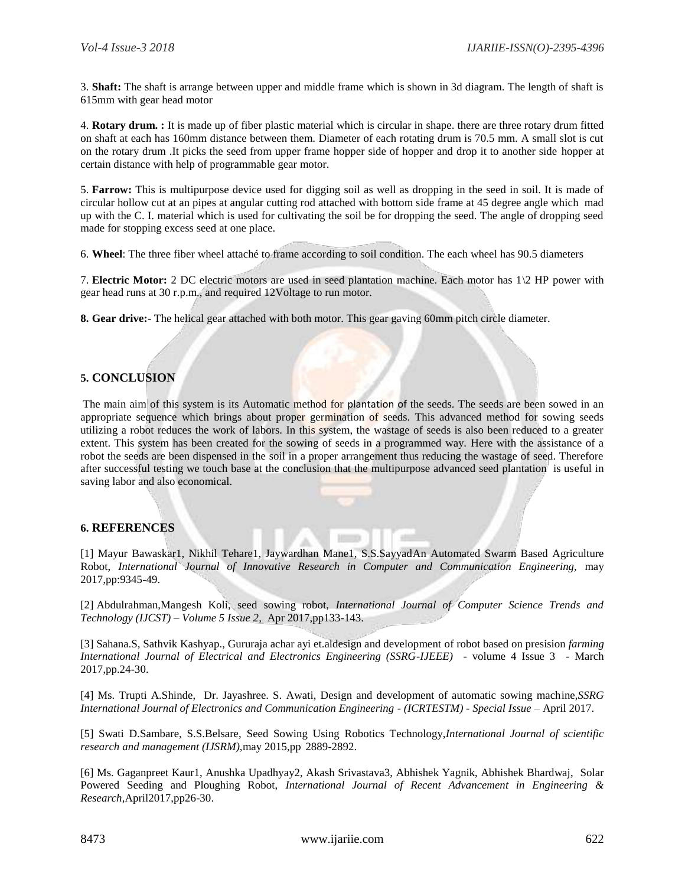3. **Shaft:** The shaft is arrange between upper and middle frame which is shown in 3d diagram. The length of shaft is 615mm with gear head motor

4. **Rotary drum. :** It is made up of fiber plastic material which is circular in shape. there are three rotary drum fitted on shaft at each has 160mm distance between them. Diameter of each rotating drum is 70.5 mm. A small slot is cut on the rotary drum .It picks the seed from upper frame hopper side of hopper and drop it to another side hopper at certain distance with help of programmable gear motor.

5. **Farrow:** This is multipurpose device used for digging soil as well as dropping in the seed in soil. It is made of circular hollow cut at an pipes at angular cutting rod attached with bottom side frame at 45 degree angle which mad up with the C. I. material which is used for cultivating the soil be for dropping the seed. The angle of dropping seed made for stopping excess seed at one place.

6. **Wheel**: The three fiber wheel attaché to frame according to soil condition. The each wheel has 90.5 diameters

7. **Electric Motor:** 2 DC electric motors are used in seed plantation machine. Each motor has 1\2 HP power with gear head runs at 30 r.p.m., and required 12Voltage to run motor.

**8. Gear drive:**- The helical gear attached with both motor. This gear gaving 60mm pitch circle diameter.

## 5. CONCLUSION

The main aim of this system is its Automatic method for plantation of the seeds. The seeds are been sowed in an appropriate sequence which brings about proper germination of seeds. This advanced method for sowing seeds utilizing a robot reduces the work of labors. In this system, the wastage of seeds is also been reduced to a greater extent. This system has been created for the sowing of seeds in a programmed way. Here with the assistance of a robot the seeds are been dispensed in the soil in a proper arrangement thus reducing the wastage of seed. Therefore after successful testing we touch base at the conclusion that the multipurpose advanced seed plantation is useful in saving labor and also economical.

## 6. REFERENCES

[1] Mayur Bawaskar1, Nikhil Tehare1, Jaywardhan Mane1, S.S.SayyadAn Automated Swarm Based Agriculture Robot, *International Journal of Innovative Research in Computer and Communication Engineering,* may 2017,pp:9345-49.

[2] Abdulrahman,Mangesh Koli, seed sowing robot, *International Journal of Computer Science Trends and Technology (IJCST) – Volume 5 Issue 2,* Apr 2017,pp133-143.

[3] Sahana.S, Sathvik Kashyap., Gururaja achar ayi et.aldesign and development of robot based on presision *farming International Journal of Electrical and Electronics Engineering (SSRG-IJEEE)* - volume 4 Issue 3 - March 2017,pp.24-30.

[4] Ms. Trupti A.Shinde, Dr. Jayashree. S. Awati, Design and development of automatic sowing machine,*SSRG International Journal of Electronics and Communication Engineering - (ICRTESTM) - Special Issue* – April 2017.

[5] Swati D.Sambare, S.S.Belsare, Seed Sowing Using Robotics Technology,*International Journal of scientific research and management (IJSRM),*may 2015,pp 2889-2892.

[6] Ms. Gaganpreet Kaur1, Anushka Upadhyay2, Akash Srivastava3, Abhishek Yagnik, Abhishek Bhardwaj, Solar Powered Seeding and Ploughing Robot, *International Journal of Recent Advancement in Engineering & Research,*April2017,pp26-30.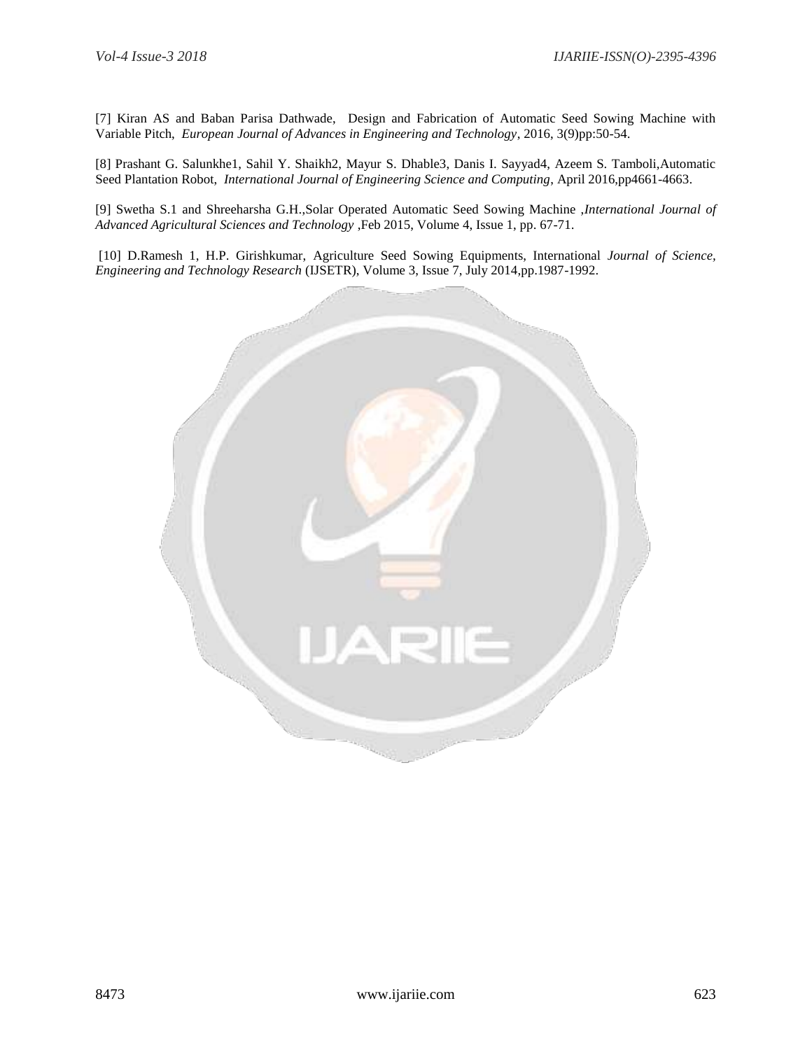[7] Kiran AS and Baban Parisa Dathwade, Design and Fabrication of Automatic Seed Sowing Machine with Variable Pitch, *European Journal of Advances in Engineering and Technology*, 2016, 3(9)pp:50-54.

[8] Prashant G. Salunkhe1, Sahil Y. Shaikh2, Mayur S. Dhable3, Danis I. Sayyad4, Azeem S. Tamboli,Automatic Seed Plantation Robot, *International Journal of Engineering Science and Computing*, April 2016,pp4661-4663.

[9] Swetha S.1 and Shreeharsha G.H.,Solar Operated Automatic Seed Sowing Machine ,*International Journal of Advanced Agricultural Sciences and Technology* ,Feb 2015, Volume 4, Issue 1, pp. 67-71.

[10] D.Ramesh 1, H.P. Girishkumar, Agriculture Seed Sowing Equipments, International *Journal of Science, Engineering and Technology Research* (IJSETR), Volume 3, Issue 7, July 2014,pp.1987-1992.